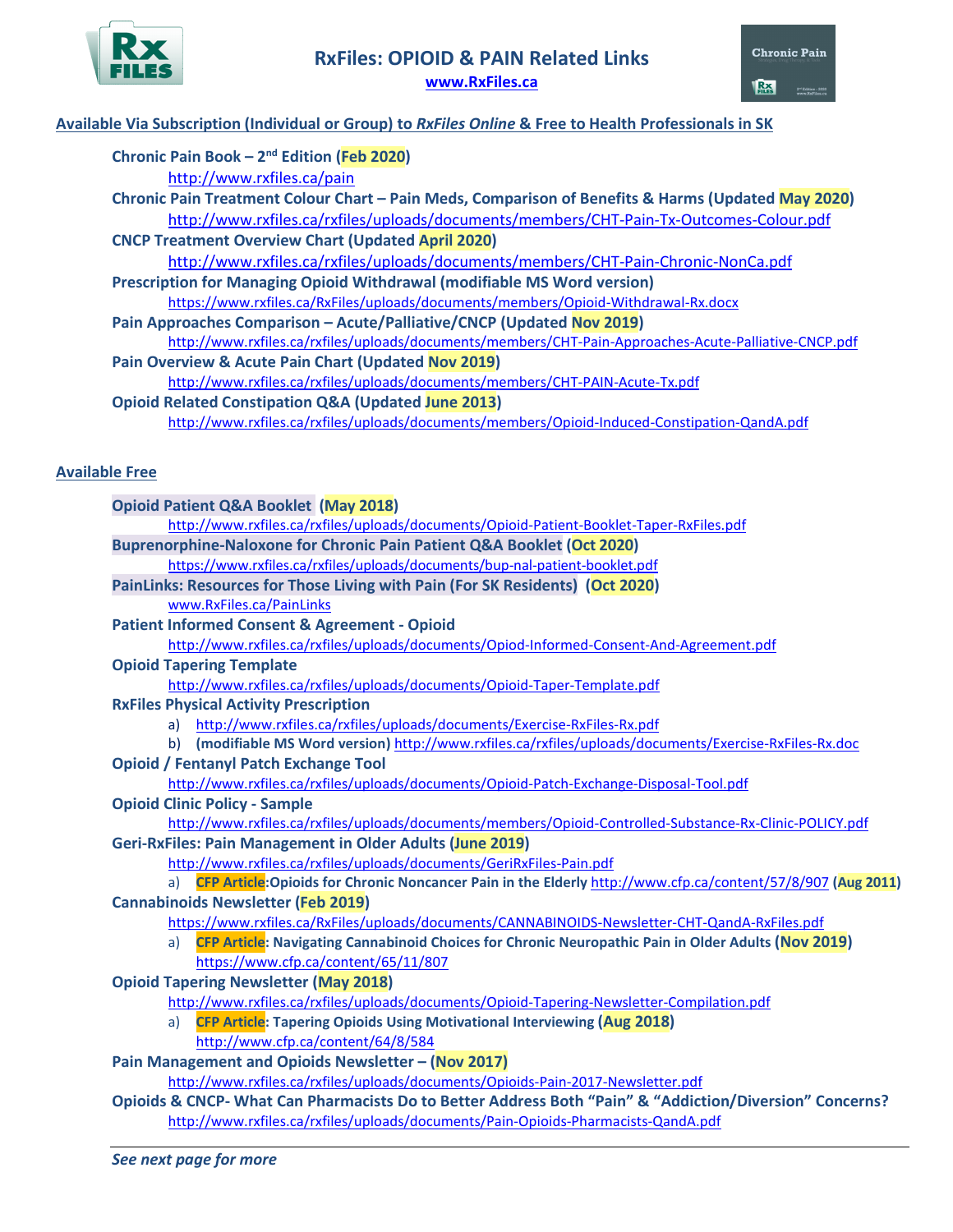# RxFiles: OPIOID & PAIN Related Links

**www.RxFiles.ca**

## Available Via Subscription (Individual or Group) to *RxFiles Online* & Free to Health Professionals in SK

**Chronic Pain Book – 2nd Edition (Feb 2020)**
http://www.rxfiles.ca/pain

**Chronic Pain Treatment Colour Chart – Pain Meds, Comparison of Benefits & Harms (Updated May 2020)**
http://www.rxfiles.ca/rxfiles/uploads/documents/members/CHT-Pain-Tx-Outcomes-Colour.pdf

**CNCP Treatment Overview Chart (Updated April 2020)**
http://www.rxfiles.ca/rxfiles/uploads/documents/members/CHT-Pain-Chronic-NonCa.pdf

**Prescription for Managing Opioid Withdrawal (modifiable MS Word version)**
https://www.rxfiles.ca/RxFiles/uploads/documents/members/Opioid-Withdrawal-Rx.docx

**Pain Approaches Comparison – Acute/Palliative/CNCP (Updated Nov 2019)**
http://www.rxfiles.ca/rxfiles/uploads/documents/members/CHT-Pain-Approaches-Acute-Palliative-CNCP.pdf

**Pain Overview & Acute Pain Chart (Updated Nov 2019)**
http://www.rxfiles.ca/rxfiles/uploads/documents/members/CHT-PAIN-Acute-Tx.pdf

**Opioid Related Constipation Q&A (Updated June 2013)**
http://www.rxfiles.ca/rxfiles/uploads/documents/members/Opioid-Induced-Constipation-QandA.pdf

## Available Free

**Opioid Patient Q&A Booklet (May 2018)**
http://www.rxfiles.ca/rxfiles/uploads/documents/Opioid-Patient-Booklet-Taper-RxFiles.pdf

**Buprenorphine-Naloxone for Chronic Pain Patient Q&A Booklet (Oct 2020)**
https://www.rxfiles.ca/rxfiles/uploads/documents/bup-nal-patient-booklet.pdf

**PainLinks: Resources for Those Living with Pain (For SK Residents) (Oct 2020)**
www.RxFiles.ca/PainLinks

**Patient Informed Consent & Agreement - Opioid**
http://www.rxfiles.ca/rxfiles/uploads/documents/Opiod-Informed-Consent-And-Agreement.pdf

**Opioid Tapering Template**
http://www.rxfiles.ca/rxfiles/uploads/documents/Opioid-Taper-Template.pdf

**RxFiles Physical Activity Prescription**
a) http://www.rxfiles.ca/rxfiles/uploads/documents/Exercise-RxFiles-Rx.pdf
b) **(modifiable MS Word version)** http://www.rxfiles.ca/rxfiles/uploads/documents/Exercise-RxFiles-Rx.doc

**Opioid / Fentanyl Patch Exchange Tool**
http://www.rxfiles.ca/rxfiles/uploads/documents/Opioid-Patch-Exchange-Disposal-Tool.pdf

**Opioid Clinic Policy - Sample**
http://www.rxfiles.ca/rxfiles/uploads/documents/members/Opioid-Controlled-Substance-Rx-Clinic-POLICY.pdf

**Geri-RxFiles: Pain Management in Older Adults (June 2019)**
http://www.rxfiles.ca/rxfiles/uploads/documents/GeriRxFiles-Pain.pdf
a) **CFP Article: Opioids for Chronic Noncancer Pain in the Elderly** http://www.cfp.ca/content/57/8/907 **(Aug 2011)**

**Cannabinoids Newsletter (Feb 2019)**
https://www.rxfiles.ca/RxFiles/uploads/documents/CANNABINOIDS-Newsletter-CHT-QandA-RxFiles.pdf
a) **CFP Article: Navigating Cannabinoid Choices for Chronic Neuropathic Pain in Older Adults (Nov 2019)**
https://www.cfp.ca/content/65/11/807

**Opioid Tapering Newsletter (May 2018)**
http://www.rxfiles.ca/rxfiles/uploads/documents/Opioid-Tapering-Newsletter-Compilation.pdf
a) **CFP Article: Tapering Opioids Using Motivational Interviewing (Aug 2018)**
http://www.cfp.ca/content/64/8/584

**Pain Management and Opioids Newsletter – (Nov 2017)**
http://www.rxfiles.ca/rxfiles/uploads/documents/Opioids-Pain-2017-Newsletter.pdf

**Opioids & CNCP- What Can Pharmacists Do to Better Address Both "Pain" & "Addiction/Diversion" Concerns?**
http://www.rxfiles.ca/rxfiles/uploads/documents/Pain-Opioids-Pharmacists-QandA.pdf

***See next page for more***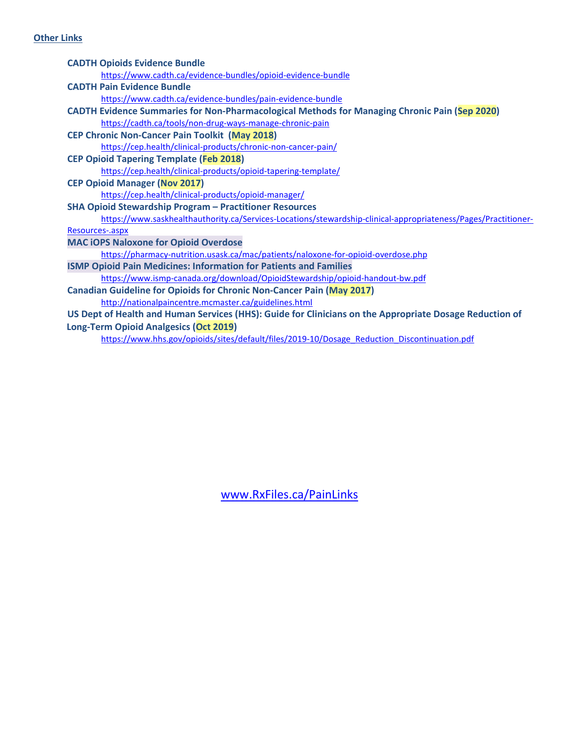## Other Links

**CADTH Opioids Evidence Bundle**
https://www.cadth.ca/evidence-bundles/opioid-evidence-bundle

**CADTH Pain Evidence Bundle**
https://www.cadth.ca/evidence-bundles/pain-evidence-bundle

**CADTH Evidence Summaries for Non-Pharmacological Methods for Managing Chronic Pain (Sep 2020)**
https://cadth.ca/tools/non-drug-ways-manage-chronic-pain

**CEP Chronic Non-Cancer Pain Toolkit (May 2018)**
https://cep.health/clinical-products/chronic-non-cancer-pain/

**CEP Opioid Tapering Template (Feb 2018)**
https://cep.health/clinical-products/opioid-tapering-template/

**CEP Opioid Manager (Nov 2017)**
https://cep.health/clinical-products/opioid-manager/

**SHA Opioid Stewardship Program – Practitioner Resources**
https://www.saskhealthauthority.ca/Services-Locations/stewardship-clinical-appropriateness/Pages/Practitioner-Resources-.aspx

**MAC iOPS Naloxone for Opioid Overdose**
https://pharmacy-nutrition.usask.ca/mac/patients/naloxone-for-opioid-overdose.php

**ISMP Opioid Pain Medicines: Information for Patients and Families**
https://www.ismp-canada.org/download/OpioidStewardship/opioid-handout-bw.pdf

**Canadian Guideline for Opioids for Chronic Non-Cancer Pain (May 2017)**
http://nationalpaincentre.mcmaster.ca/guidelines.html

**US Dept of Health and Human Services (HHS): Guide for Clinicians on the Appropriate Dosage Reduction of Long-Term Opioid Analgesics (Oct 2019)**
https://www.hhs.gov/opioids/sites/default/files/2019-10/Dosage_Reduction_Discontinuation.pdf

www.RxFiles.ca/PainLinks